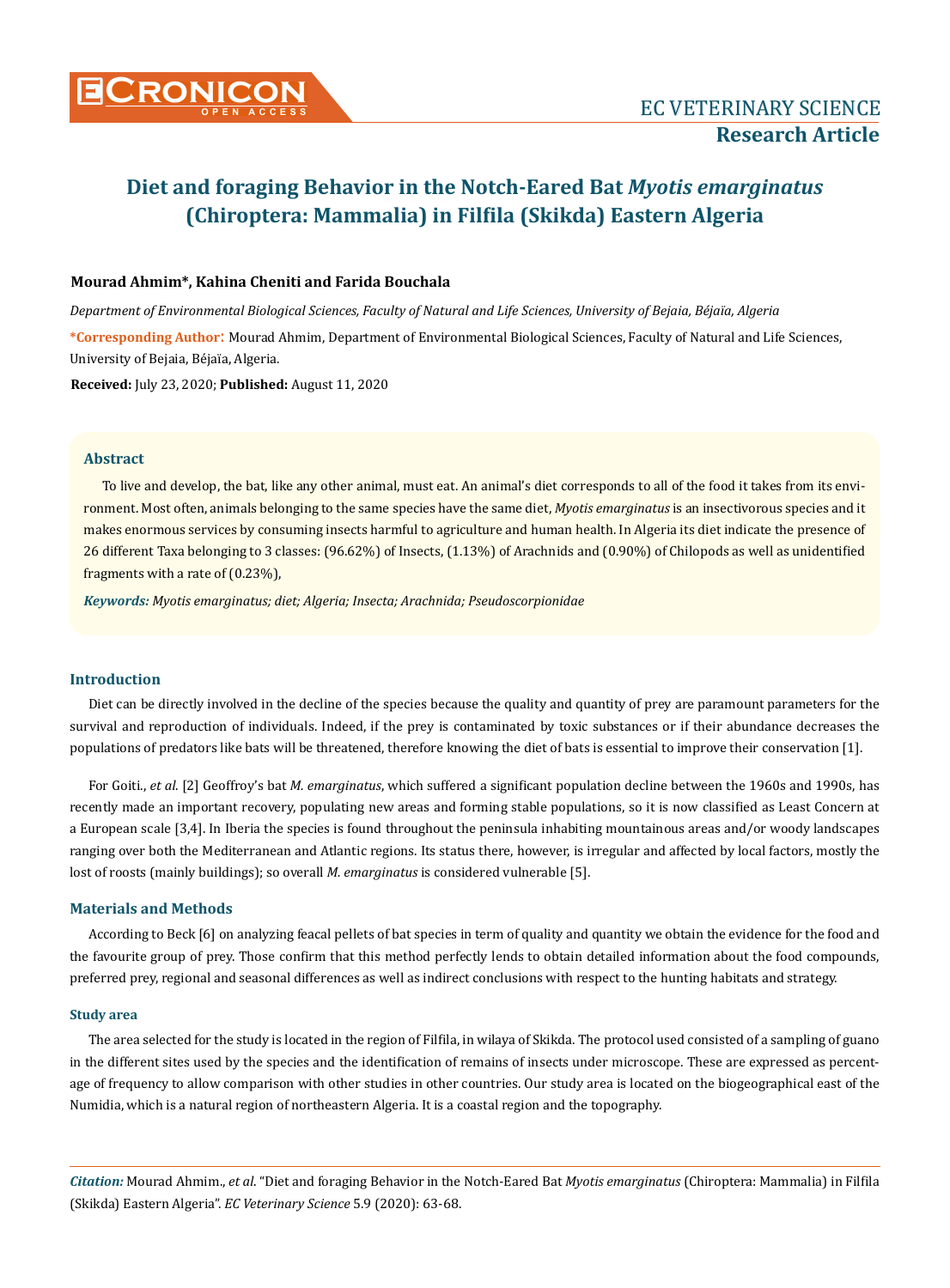# Diet and foraging Behavior in the Notch-Eared Bat *Myotis emarginatus* (Chiroptera: Mammalia) in Filfila (Skikda) Eastern Algeria

**Mourad Ahmim\*, Kahina Cheniti and Farida Bouchala**

*Department of Environmental Biological Sciences, Faculty of Natural and Life Sciences, University of Bejaia, Béjaïa, Algeria*

**\*Corresponding Author:** Mourad Ahmim, Department of Environmental Biological Sciences, Faculty of Natural and Life Sciences, University of Bejaia, Béjaïa, Algeria.

**Received:** July 23, 2020; **Published:** August 11, 2020

## Abstract

To live and develop, the bat, like any other animal, must eat. An animal's diet corresponds to all of the food it takes from its environment. Most often, animals belonging to the same species have the same diet, *Myotis emarginatus* is an insectivorous species and it makes enormous services by consuming insects harmful to agriculture and human health. In Algeria its diet indicate the presence of 26 different Taxa belonging to 3 classes: (96.62%) of Insects, (1.13%) of Arachnids and (0.90%) of Chilopods as well as unidentified fragments with a rate of (0.23%),

***Keywords:*** *Myotis emarginatus; diet; Algeria; Insecta; Arachnida; Pseudoscorpionidae*

## Introduction

Diet can be directly involved in the decline of the species because the quality and quantity of prey are paramount parameters for the survival and reproduction of individuals. Indeed, if the prey is contaminated by toxic substances or if their abundance decreases the populations of predators like bats will be threatened, therefore knowing the diet of bats is essential to improve their conservation [1].

For Goiti., *et al.* [2] Geoffroy's bat *M. emarginatus*, which suffered a significant population decline between the 1960s and 1990s, has recently made an important recovery, populating new areas and forming stable populations, so it is now classified as Least Concern at a European scale [3,4]. In Iberia the species is found throughout the peninsula inhabiting mountainous areas and/or woody landscapes ranging over both the Mediterranean and Atlantic regions. Its status there, however, is irregular and affected by local factors, mostly the lost of roosts (mainly buildings); so overall *M. emarginatus* is considered vulnerable [5].

## Materials and Methods

According to Beck [6] on analyzing feacal pellets of bat species in term of quality and quantity we obtain the evidence for the food and the favourite group of prey. Those confirm that this method perfectly lends to obtain detailed information about the food compounds, preferred prey, regional and seasonal differences as well as indirect conclusions with respect to the hunting habitats and strategy.

### Study area

The area selected for the study is located in the region of Filfila, in wilaya of Skikda. The protocol used consisted of a sampling of guano in the different sites used by the species and the identification of remains of insects under microscope. These are expressed as percentage of frequency to allow comparison with other studies in other countries. Our study area is located on the biogeographical east of the Numidia, which is a natural region of northeastern Algeria. It is a coastal region and the topography.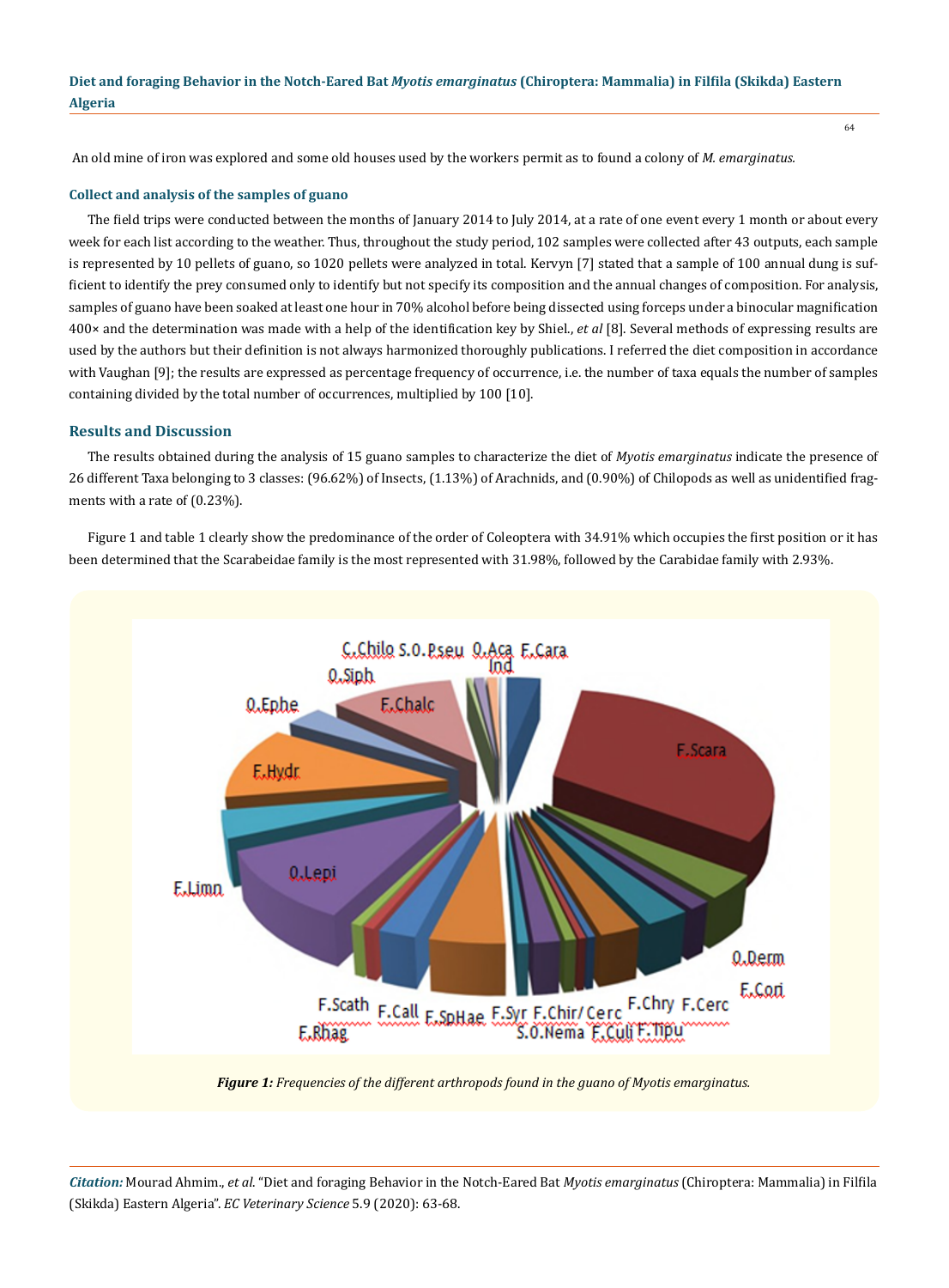An old mine of iron was explored and some old houses used by the workers permit as to found a colony of *M. emarginatus*.

### Collect and analysis of the samples of guano

The field trips were conducted between the months of January 2014 to July 2014, at a rate of one event every 1 month or about every week for each list according to the weather. Thus, throughout the study period, 102 samples were collected after 43 outputs, each sample is represented by 10 pellets of guano, so 1020 pellets were analyzed in total. Kervyn [7] stated that a sample of 100 annual dung is sufficient to identify the prey consumed only to identify but not specify its composition and the annual changes of composition. For analysis, samples of guano have been soaked at least one hour in 70% alcohol before being dissected using forceps under a binocular magnification 400× and the determination was made with a help of the identification key by Shiel., *et al* [8]. Several methods of expressing results are used by the authors but their definition is not always harmonized thoroughly publications. I referred the diet composition in accordance with Vaughan [9]; the results are expressed as percentage frequency of occurrence, i.e. the number of taxa equals the number of samples containing divided by the total number of occurrences, multiplied by 100 [10].

## Results and Discussion

The results obtained during the analysis of 15 guano samples to characterize the diet of *Myotis emarginatus* indicate the presence of 26 different Taxa belonging to 3 classes: (96.62%) of Insects, (1.13%) of Arachnids, and (0.90%) of Chilopods as well as unidentified fragments with a rate of (0.23%).

Figure 1 and table 1 clearly show the predominance of the order of Coleoptera with 34.91% which occupies the first position or it has been determined that the Scarabeidae family is the most represented with 31.98%, followed by the Carabidae family with 2.93%.

***Figure 1:*** *Frequencies of the different arthropods found in the guano of Myotis emarginatus.*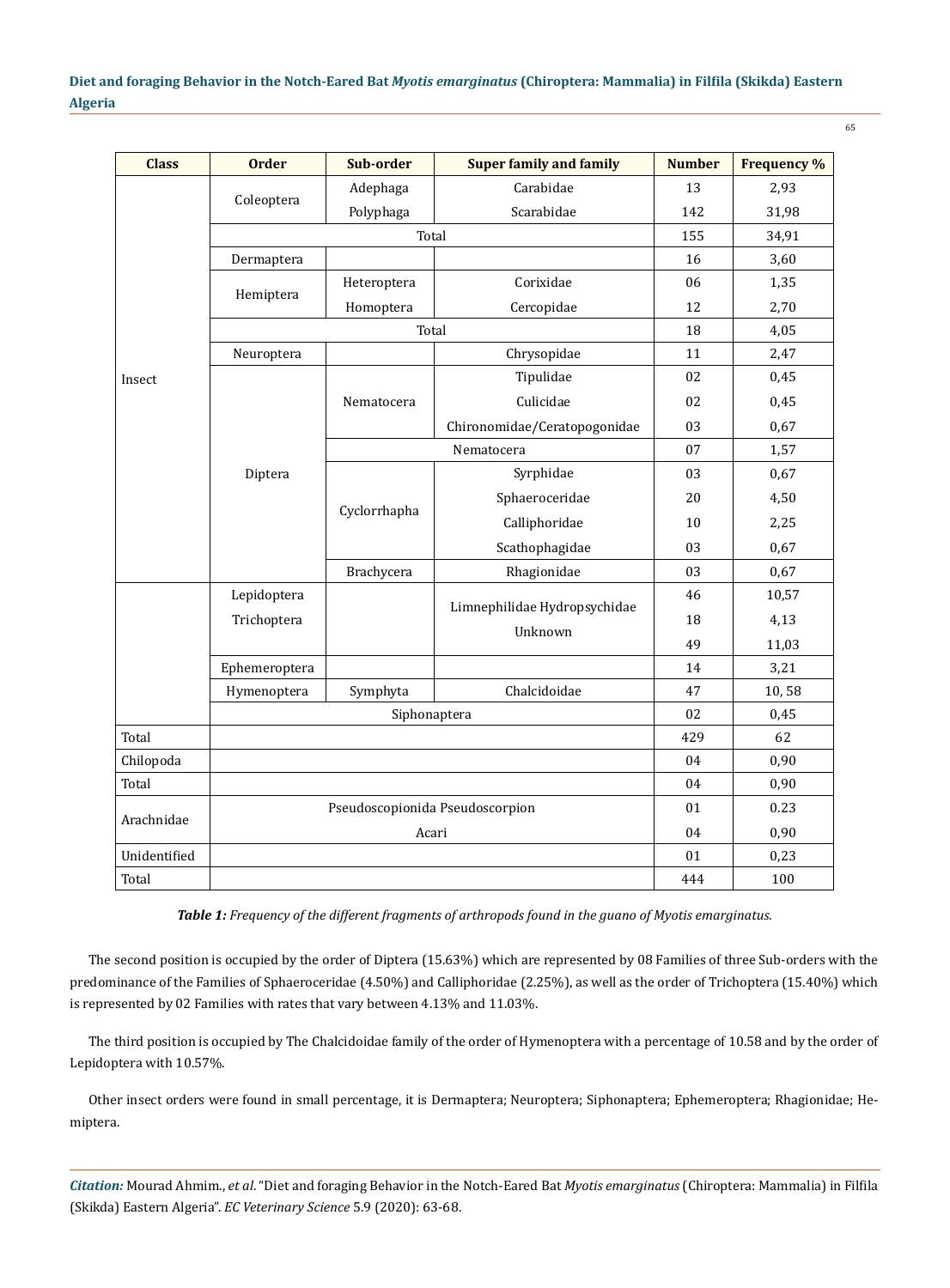| Class | Order | Sub-order | Super family and family | Number | Frequency % |
|---|---|---|---|---|---|
| Insect | Coleoptera | Adephaga | Carabidae | 13 | 2,93 |
| | | Polyphaga | Scarabidae | 142 | 31,98 |
| | Total | | | 155 | 34,91 |
| | Dermaptera | | | 16 | 3,60 |
| | Hemiptera | Heteroptera | Corixidae | 06 | 1,35 |
| | | Homoptera | Cercopidae | 12 | 2,70 |
| | Total | | | 18 | 4,05 |
| | Neuroptera | | Chrysopidae | 11 | 2,47 |
| | Diptera | Nematocera | Tipulidae | 02 | 0,45 |
| | | | Culicidae | 02 | 0,45 |
| | | | Chironomidae/Ceratopogonidae | 03 | 0,67 |
| | | Nematocera | | 07 | 1,57 |
| | | Cyclorrhapha | Syrphidae | 03 | 0,67 |
| | | | Sphaeroceridae | 20 | 4,50 |
| | | | Calliphoridae | 10 | 2,25 |
| | | | Scathophagidae | 03 | 0,67 |
| | | Brachycera | Rhagionidae | 03 | 0,67 |
| | Lepidoptera | | | 46 | 10,57 |
| | Trichoptera | | Limnephilidae Hydropsychidae | 18 | 4,13 |
| | | | Unknown | 49 | 11,03 |
| | Ephemeroptera | | | 14 | 3,21 |
| | Hymenoptera | Symphyta | Chalcidoidae | 47 | 10, 58 |
| | Siphonaptera | | | 02 | 0,45 |
| Total | | | | 429 | 62 |
| Chilopoda | | | | 04 | 0,90 |
| Total | | | | 04 | 0,90 |
| Arachnidae | Pseudoscopionida Pseudoscorpion | | | 01 | 0.23 |
| | Acari | | | 04 | 0,90 |
| Unidentified | | | | 01 | 0,23 |
| Total | | | | 444 | 100 |

***Table 1:*** *Frequency of the different fragments of arthropods found in the guano of Myotis emarginatus.*

The second position is occupied by the order of Diptera (15.63%) which are represented by 08 Families of three Sub-orders with the predominance of the Families of Sphaeroceridae (4.50%) and Calliphoridae (2.25%), as well as the order of Trichoptera (15.40%) which is represented by 02 Families with rates that vary between 4.13% and 11.03%.

The third position is occupied by The Chalcidoidae family of the order of Hymenoptera with a percentage of 10.58 and by the order of Lepidoptera with 10.57%.

Other insect orders were found in small percentage, it is Dermaptera; Neuroptera; Siphonaptera; Ephemeroptera; Rhagionidae; Hemiptera.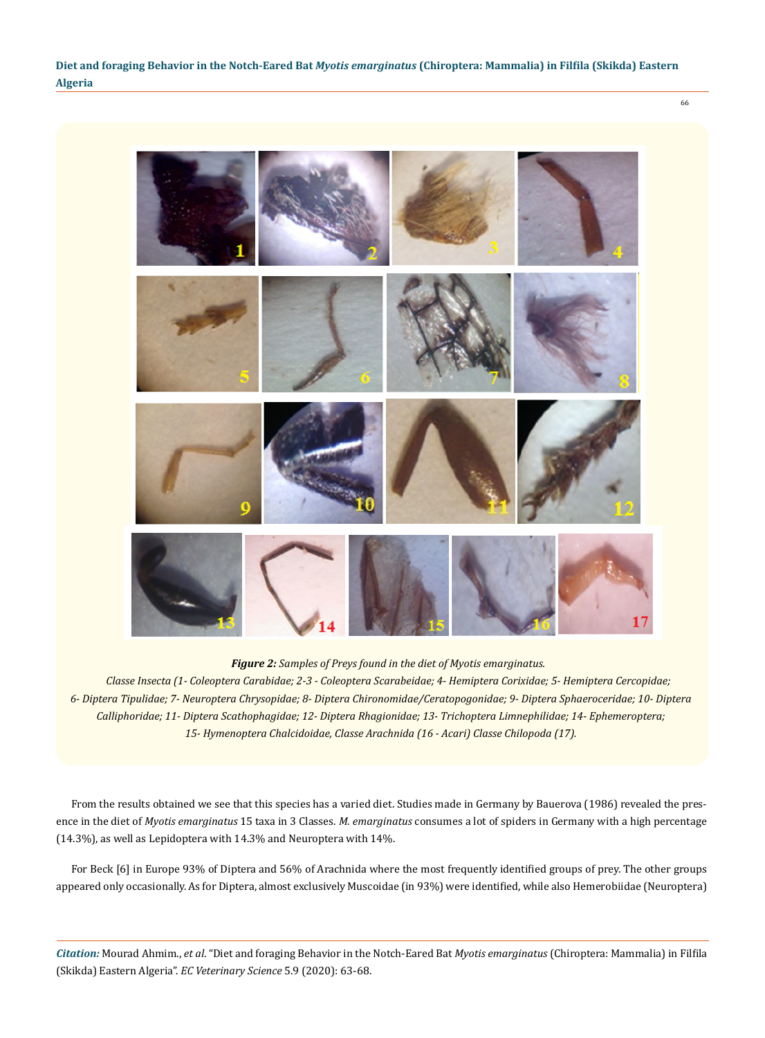**Figure 2:** *Samples of Preys found in the diet of Myotis emarginatus.*

*Classe Insecta (1- Coleoptera Carabidae; 2-3 - Coleoptera Scarabeidae; 4- Hemiptera Corixidae; 5- Hemiptera Cercopidae; 6- Diptera Tipulidae; 7- Neuroptera Chrysopidae; 8- Diptera Chironomidae/Ceratopogonidae; 9- Diptera Sphaeroceridae; 10- Diptera Calliphoridae; 11- Diptera Scathophagidae; 12- Diptera Rhagionidae; 13- Trichoptera Limnephilidae; 14- Ephemeroptera; 15- Hymenoptera Chalcidoidae, Classe Arachnida (16 - Acari) Classe Chilopoda (17).*

From the results obtained we see that this species has a varied diet. Studies made in Germany by Bauerova (1986) revealed the presence in the diet of *Myotis emarginatus* 15 taxa in 3 Classes. *M. emarginatus* consumes a lot of spiders in Germany with a high percentage (14.3%), as well as Lepidoptera with 14.3% and Neuroptera with 14%.

For Beck [6] in Europe 93% of Diptera and 56% of Arachnida where the most frequently identified groups of prey. The other groups appeared only occasionally. As for Diptera, almost exclusively Muscoidae (in 93%) were identified, while also Hemerobiidae (Neuroptera)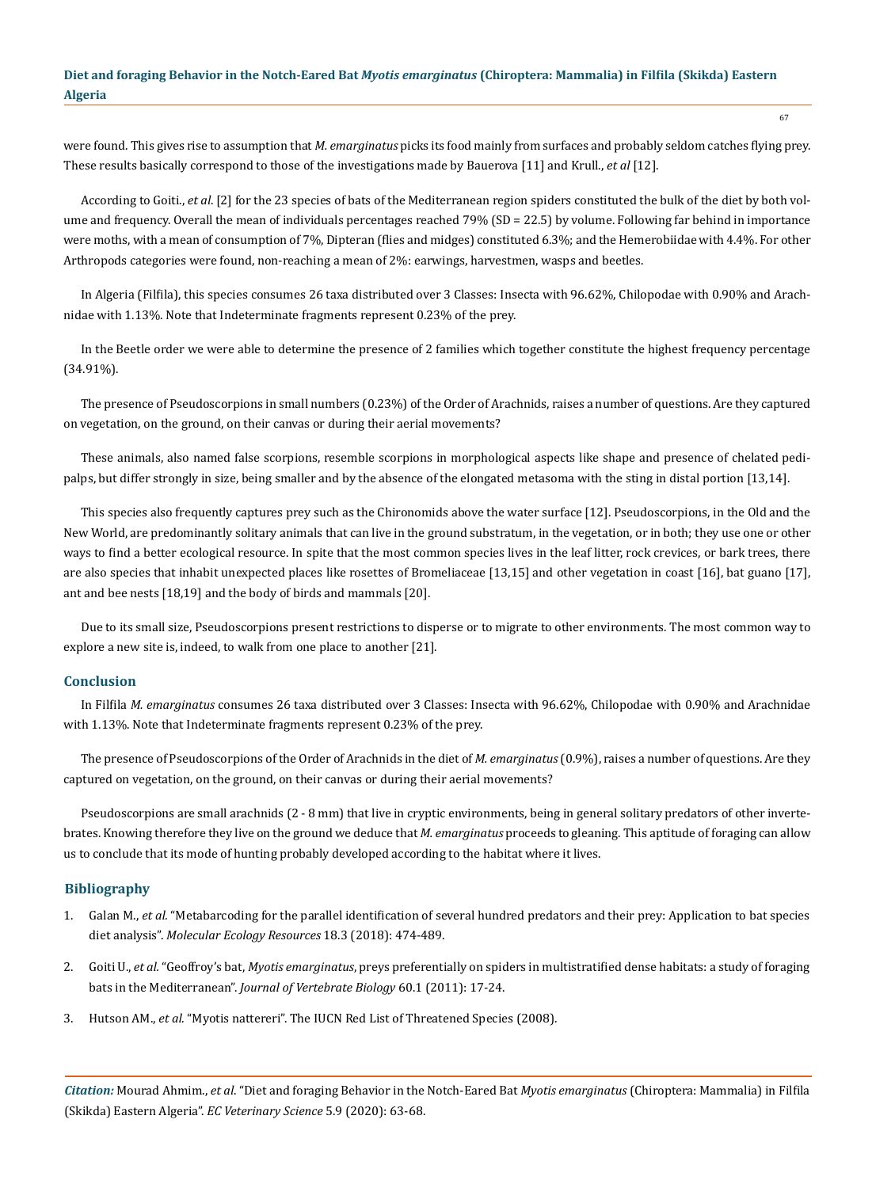were found. This gives rise to assumption that *M. emarginatus* picks its food mainly from surfaces and probably seldom catches flying prey. These results basically correspond to those of the investigations made by Bauerova [11] and Krull., *et al* [12].

According to Goiti., *et al*. [2] for the 23 species of bats of the Mediterranean region spiders constituted the bulk of the diet by both volume and frequency. Overall the mean of individuals percentages reached 79% (SD = 22.5) by volume. Following far behind in importance were moths, with a mean of consumption of 7%, Dipteran (flies and midges) constituted 6.3%; and the Hemerobiidae with 4.4%. For other Arthropods categories were found, non-reaching a mean of 2%: earwings, harvestmen, wasps and beetles.

In Algeria (Filfila), this species consumes 26 taxa distributed over 3 Classes: Insecta with 96.62%, Chilopodae with 0.90% and Arachnidae with 1.13%. Note that Indeterminate fragments represent 0.23% of the prey.

In the Beetle order we were able to determine the presence of 2 families which together constitute the highest frequency percentage (34.91%).

The presence of Pseudoscorpions in small numbers (0.23%) of the Order of Arachnids, raises a number of questions. Are they captured on vegetation, on the ground, on their canvas or during their aerial movements?

These animals, also named false scorpions, resemble scorpions in morphological aspects like shape and presence of chelated pedipalps, but differ strongly in size, being smaller and by the absence of the elongated metasoma with the sting in distal portion [13,14].

This species also frequently captures prey such as the Chironomids above the water surface [12]. Pseudoscorpions, in the Old and the New World, are predominantly solitary animals that can live in the ground substratum, in the vegetation, or in both; they use one or other ways to find a better ecological resource. In spite that the most common species lives in the leaf litter, rock crevices, or bark trees, there are also species that inhabit unexpected places like rosettes of Bromeliaceae [13,15] and other vegetation in coast [16], bat guano [17], ant and bee nests [18,19] and the body of birds and mammals [20].

Due to its small size, Pseudoscorpions present restrictions to disperse or to migrate to other environments. The most common way to explore a new site is, indeed, to walk from one place to another [21].

## Conclusion

In Filfila *M. emarginatus* consumes 26 taxa distributed over 3 Classes: Insecta with 96.62%, Chilopodae with 0.90% and Arachnidae with 1.13%. Note that Indeterminate fragments represent 0.23% of the prey.

The presence of Pseudoscorpions of the Order of Arachnids in the diet of *M. emarginatus* (0.9%), raises a number of questions. Are they captured on vegetation, on the ground, on their canvas or during their aerial movements?

Pseudoscorpions are small arachnids (2 - 8 mm) that live in cryptic environments, being in general solitary predators of other invertebrates. Knowing therefore they live on the ground we deduce that *M. emarginatus* proceeds to gleaning. This aptitude of foraging can allow us to conclude that its mode of hunting probably developed according to the habitat where it lives.

## Bibliography

1. Galan M., *et al.* "Metabarcoding for the parallel identification of several hundred predators and their prey: Application to bat species diet analysis". *Molecular Ecology Resources* 18.3 (2018): 474-489.
2. Goiti U., *et al.* "Geoffroy's bat, *Myotis emarginatus*, preys preferentially on spiders in multistratified dense habitats: a study of foraging bats in the Mediterranean". *Journal of Vertebrate Biology* 60.1 (2011): 17-24.
3. Hutson AM., *et al.* "Myotis nattereri". The IUCN Red List of Threatened Species (2008).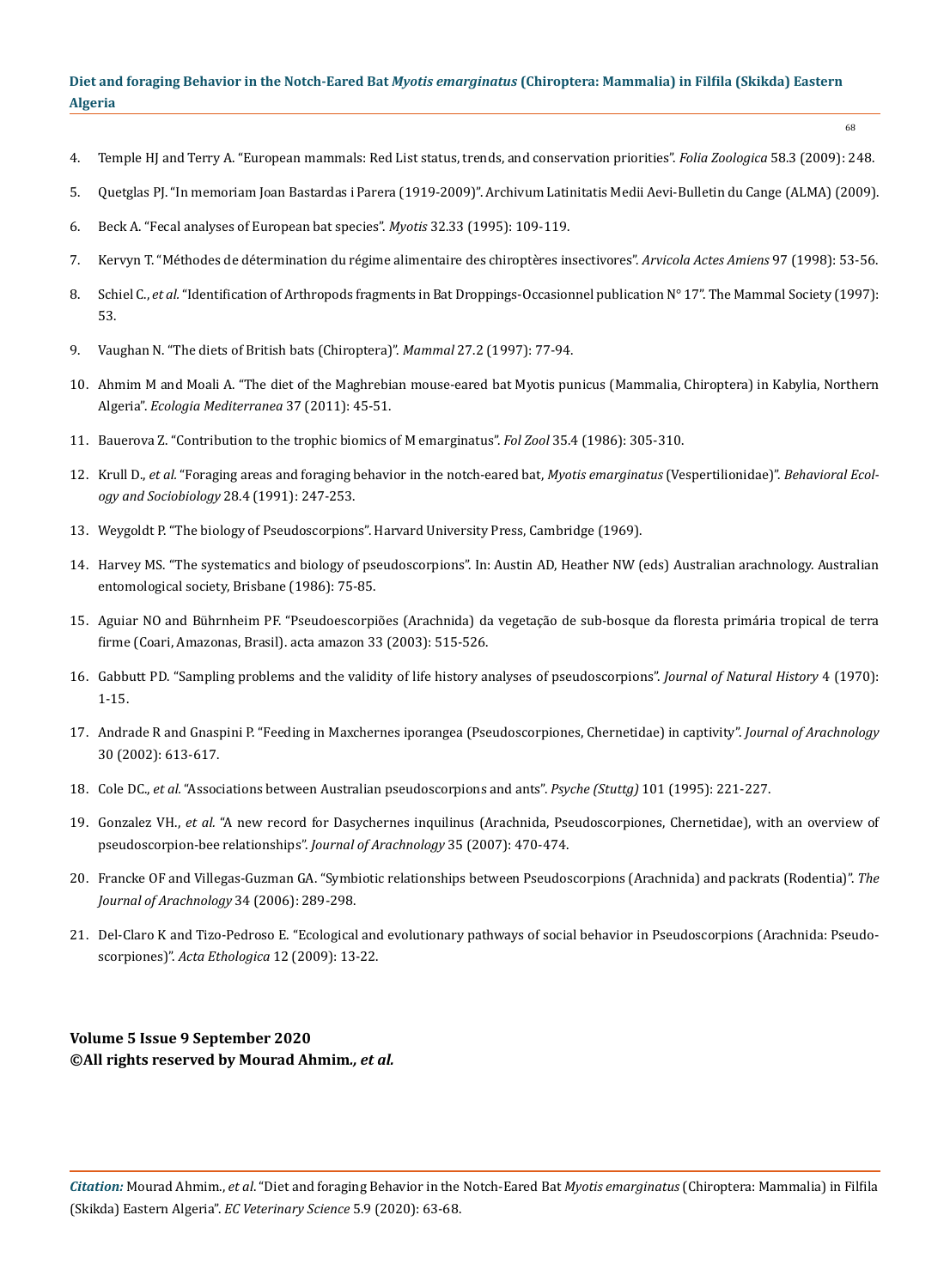4. Temple HJ and Terry A. "European mammals: Red List status, trends, and conservation priorities". *Folia Zoologica* 58.3 (2009): 248.
5. Quetglas PJ. "In memoriam Joan Bastardas i Parera (1919-2009)". Archivum Latinitatis Medii Aevi-Bulletin du Cange (ALMA) (2009).
6. Beck A. "Fecal analyses of European bat species". *Myotis* 32.33 (1995): 109-119.
7. Kervyn T. "Méthodes de détermination du régime alimentaire des chiroptères insectivores". *Arvicola Actes Amiens* 97 (1998): 53-56.
8. Schiel C., *et al.* "Identification of Arthropods fragments in Bat Droppings-Occasionnel publication N° 17". The Mammal Society (1997): 53.
9. Vaughan N. "The diets of British bats (Chiroptera)". *Mammal* 27.2 (1997): 77-94.
10. Ahmim M and Moali A. "The diet of the Maghrebian mouse-eared bat Myotis punicus (Mammalia, Chiroptera) in Kabylia, Northern Algeria". *Ecologia Mediterranea* 37 (2011): 45-51.
11. Bauerova Z. "Contribution to the trophic biomics of M emarginatus". *Fol Zool* 35.4 (1986): 305-310.
12. Krull D., *et al.* "Foraging areas and foraging behavior in the notch-eared bat, *Myotis emarginatus* (Vespertilionidae)". *Behavioral Ecology and Sociobiology* 28.4 (1991): 247-253.
13. Weygoldt P. "The biology of Pseudoscorpions". Harvard University Press, Cambridge (1969).
14. Harvey MS. "The systematics and biology of pseudoscorpions". In: Austin AD, Heather NW (eds) Australian arachnology. Australian entomological society, Brisbane (1986): 75-85.
15. Aguiar NO and Bührnheim PF. "Pseudoescorpiões (Arachnida) da vegetação de sub-bosque da floresta primária tropical de terra firme (Coari, Amazonas, Brasil). acta amazon 33 (2003): 515-526.
16. Gabbutt PD. "Sampling problems and the validity of life history analyses of pseudoscorpions". *Journal of Natural History* 4 (1970): 1-15.
17. Andrade R and Gnaspini P. "Feeding in Maxchernes iporangea (Pseudoscorpiones, Chernetidae) in captivity". *Journal of Arachnology* 30 (2002): 613-617.
18. Cole DC., *et al.* "Associations between Australian pseudoscorpions and ants". *Psyche (Stuttg)* 101 (1995): 221-227.
19. Gonzalez VH., *et al.* "A new record for Dasychernes inquilinus (Arachnida, Pseudoscorpiones, Chernetidae), with an overview of pseudoscorpion-bee relationships". *Journal of Arachnology* 35 (2007): 470-474.
20. Francke OF and Villegas-Guzman GA. "Symbiotic relationships between Pseudoscorpions (Arachnida) and packrats (Rodentia)". *The Journal of Arachnology* 34 (2006): 289-298.
21. Del-Claro K and Tizo-Pedroso E. "Ecological and evolutionary pathways of social behavior in Pseudoscorpions (Arachnida: Pseudoscorpiones)". *Acta Ethologica* 12 (2009): 13-22.

**Volume 5 Issue 9 September 2020**
**©All rights reserved by Mourad Ahmim., *et al.***